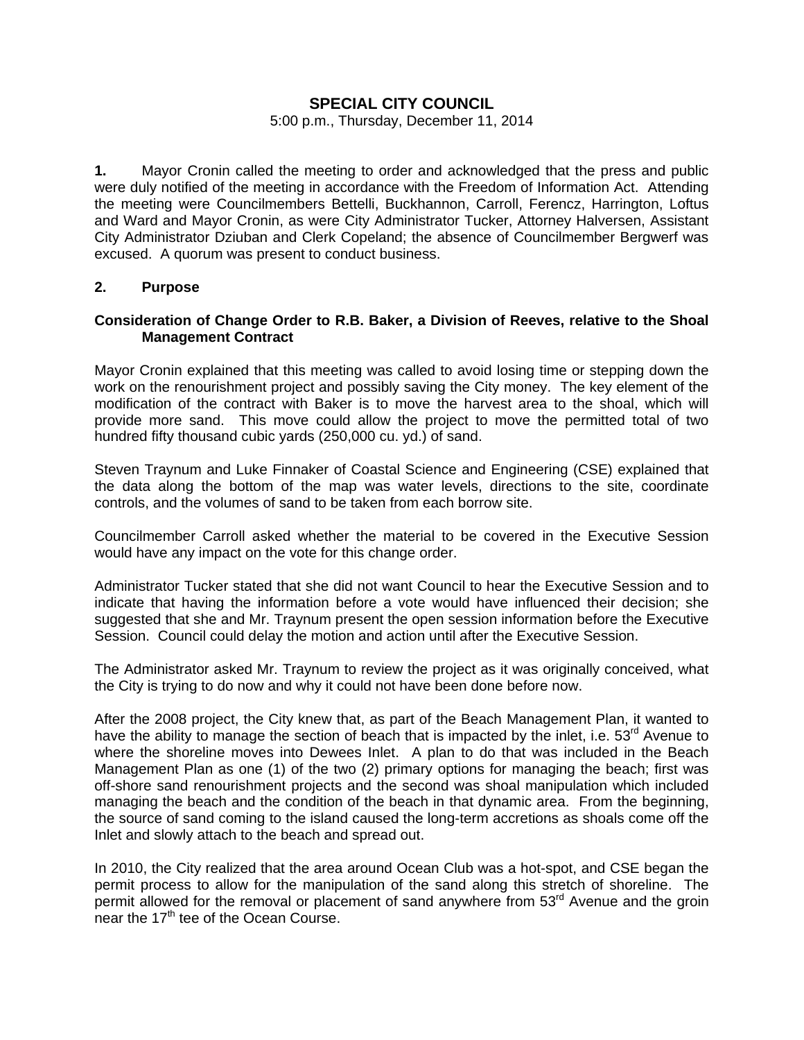# SPECIAL CITY COUNCIL

5:00 p.m., Thursday, December 11, 2014

**1.** Mayor Cronin called the meeting to order and acknowledged that the press and public were duly notified of the meeting in accordance with the Freedom of Information Act. Attending the meeting were Councilmembers Bettelli, Buckhannon, Carroll, Ferencz, Harrington, Loftus and Ward and Mayor Cronin, as were City Administrator Tucker, Attorney Halversen, Assistant City Administrator Dziuban and Clerk Copeland; the absence of Councilmember Bergwerf was excused. A quorum was present to conduct business.

**2. Purpose**

**Consideration of Change Order to R.B. Baker, a Division of Reeves, relative to the Shoal Management Contract**

Mayor Cronin explained that this meeting was called to avoid losing time or stepping down the work on the renourishment project and possibly saving the City money. The key element of the modification of the contract with Baker is to move the harvest area to the shoal, which will provide more sand. This move could allow the project to move the permitted total of two hundred fifty thousand cubic yards (250,000 cu. yd.) of sand.

Steven Traynum and Luke Finnaker of Coastal Science and Engineering (CSE) explained that the data along the bottom of the map was water levels, directions to the site, coordinate controls, and the volumes of sand to be taken from each borrow site.

Councilmember Carroll asked whether the material to be covered in the Executive Session would have any impact on the vote for this change order.

Administrator Tucker stated that she did not want Council to hear the Executive Session and to indicate that having the information before a vote would have influenced their decision; she suggested that she and Mr. Traynum present the open session information before the Executive Session. Council could delay the motion and action until after the Executive Session.

The Administrator asked Mr. Traynum to review the project as it was originally conceived, what the City is trying to do now and why it could not have been done before now.

After the 2008 project, the City knew that, as part of the Beach Management Plan, it wanted to have the ability to manage the section of beach that is impacted by the inlet, i.e. 53rd Avenue to where the shoreline moves into Dewees Inlet. A plan to do that was included in the Beach Management Plan as one (1) of the two (2) primary options for managing the beach; first was off-shore sand renourishment projects and the second was shoal manipulation which included managing the beach and the condition of the beach in that dynamic area. From the beginning, the source of sand coming to the island caused the long-term accretions as shoals come off the Inlet and slowly attach to the beach and spread out.

In 2010, the City realized that the area around Ocean Club was a hot-spot, and CSE began the permit process to allow for the manipulation of the sand along this stretch of shoreline. The permit allowed for the removal or placement of sand anywhere from 53rd Avenue and the groin near the 17th tee of the Ocean Course.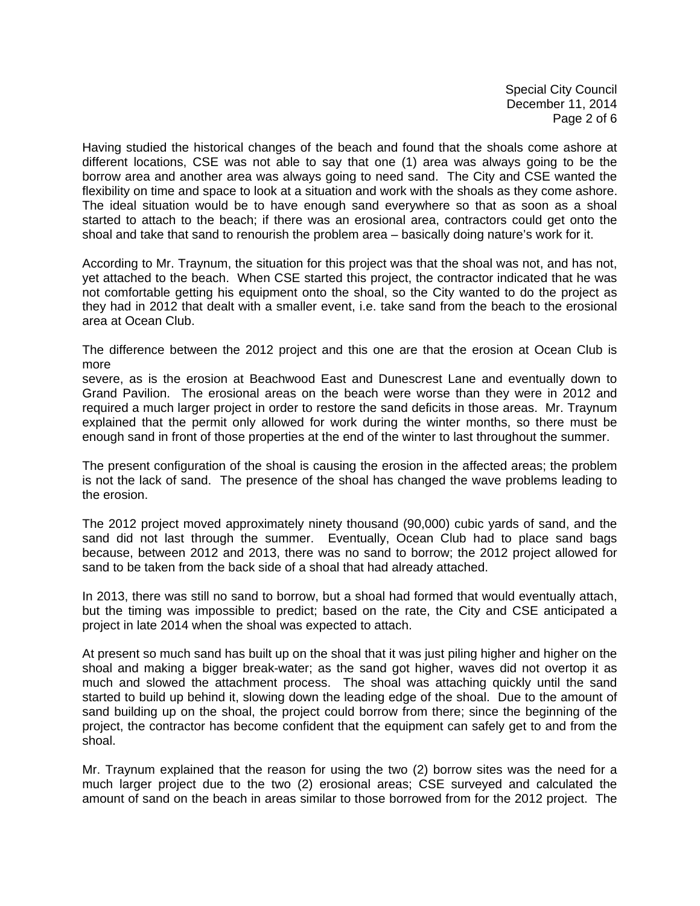Having studied the historical changes of the beach and found that the shoals come ashore at different locations, CSE was not able to say that one (1) area was always going to be the borrow area and another area was always going to need sand. The City and CSE wanted the flexibility on time and space to look at a situation and work with the shoals as they come ashore. The ideal situation would be to have enough sand everywhere so that as soon as a shoal started to attach to the beach; if there was an erosional area, contractors could get onto the shoal and take that sand to renourish the problem area – basically doing nature's work for it.

According to Mr. Traynum, the situation for this project was that the shoal was not, and has not, yet attached to the beach. When CSE started this project, the contractor indicated that he was not comfortable getting his equipment onto the shoal, so the City wanted to do the project as they had in 2012 that dealt with a smaller event, i.e. take sand from the beach to the erosional area at Ocean Club.

The difference between the 2012 project and this one are that the erosion at Ocean Club is more
severe, as is the erosion at Beachwood East and Dunescrest Lane and eventually down to Grand Pavilion. The erosional areas on the beach were worse than they were in 2012 and required a much larger project in order to restore the sand deficits in those areas. Mr. Traynum explained that the permit only allowed for work during the winter months, so there must be enough sand in front of those properties at the end of the winter to last throughout the summer.

The present configuration of the shoal is causing the erosion in the affected areas; the problem is not the lack of sand. The presence of the shoal has changed the wave problems leading to the erosion.

The 2012 project moved approximately ninety thousand (90,000) cubic yards of sand, and the sand did not last through the summer. Eventually, Ocean Club had to place sand bags because, between 2012 and 2013, there was no sand to borrow; the 2012 project allowed for sand to be taken from the back side of a shoal that had already attached.

In 2013, there was still no sand to borrow, but a shoal had formed that would eventually attach, but the timing was impossible to predict; based on the rate, the City and CSE anticipated a project in late 2014 when the shoal was expected to attach.

At present so much sand has built up on the shoal that it was just piling higher and higher on the shoal and making a bigger break-water; as the sand got higher, waves did not overtop it as much and slowed the attachment process. The shoal was attaching quickly until the sand started to build up behind it, slowing down the leading edge of the shoal. Due to the amount of sand building up on the shoal, the project could borrow from there; since the beginning of the project, the contractor has become confident that the equipment can safely get to and from the shoal.

Mr. Traynum explained that the reason for using the two (2) borrow sites was the need for a much larger project due to the two (2) erosional areas; CSE surveyed and calculated the amount of sand on the beach in areas similar to those borrowed from for the 2012 project. The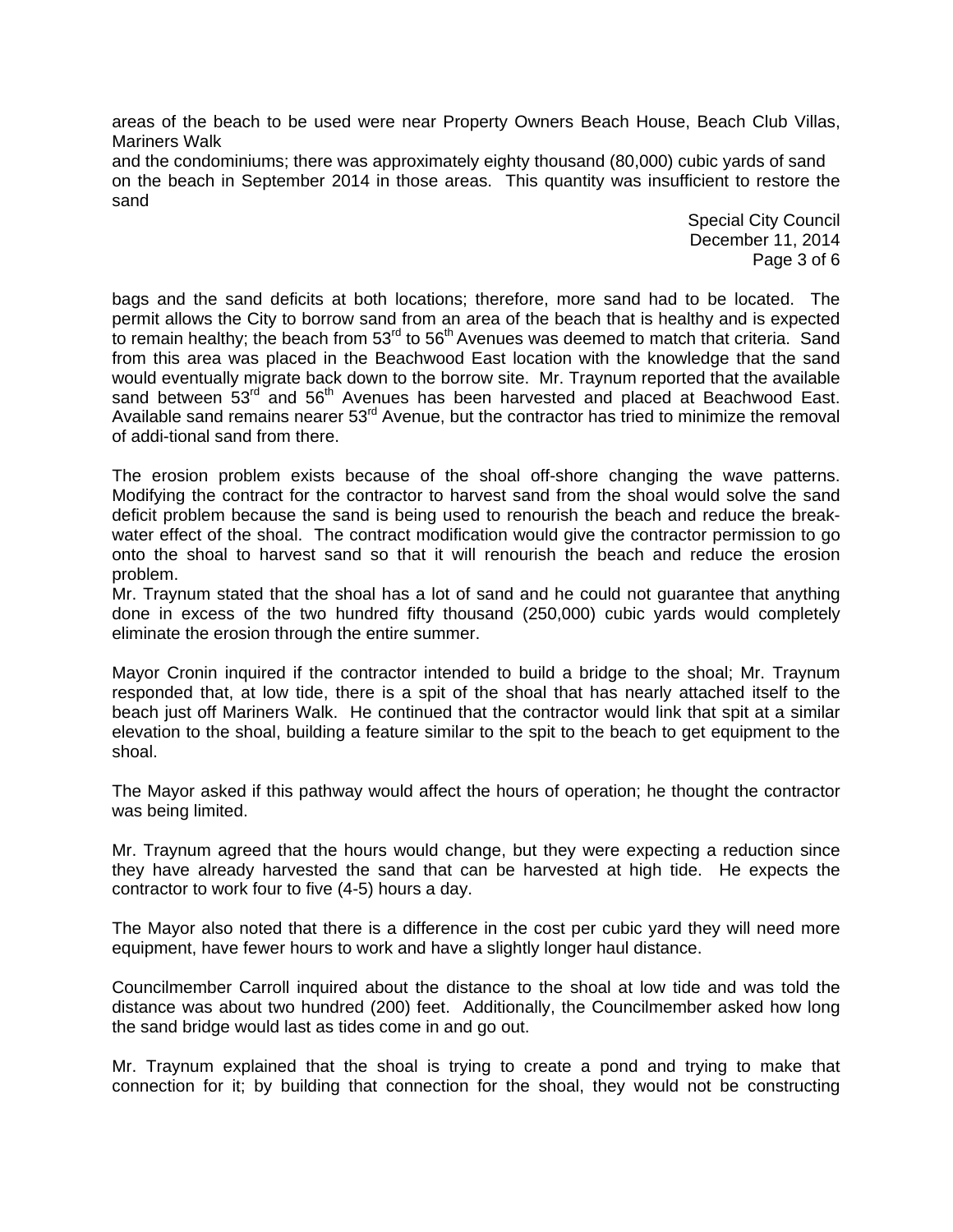areas of the beach to be used were near Property Owners Beach House, Beach Club Villas, Mariners Walk
and the condominiums; there was approximately eighty thousand (80,000) cubic yards of sand on the beach in September 2014 in those areas. This quantity was insufficient to restore the sand

bags and the sand deficits at both locations; therefore, more sand had to be located. The permit allows the City to borrow sand from an area of the beach that is healthy and is expected to remain healthy; the beach from 53rd to 56th Avenues was deemed to match that criteria. Sand from this area was placed in the Beachwood East location with the knowledge that the sand would eventually migrate back down to the borrow site. Mr. Traynum reported that the available sand between 53rd and 56th Avenues has been harvested and placed at Beachwood East. Available sand remains nearer 53rd Avenue, but the contractor has tried to minimize the removal of addi-tional sand from there.

The erosion problem exists because of the shoal off-shore changing the wave patterns. Modifying the contract for the contractor to harvest sand from the shoal would solve the sand deficit problem because the sand is being used to renourish the beach and reduce the break-water effect of the shoal. The contract modification would give the contractor permission to go onto the shoal to harvest sand so that it will renourish the beach and reduce the erosion problem.
Mr. Traynum stated that the shoal has a lot of sand and he could not guarantee that anything done in excess of the two hundred fifty thousand (250,000) cubic yards would completely eliminate the erosion through the entire summer.

Mayor Cronin inquired if the contractor intended to build a bridge to the shoal; Mr. Traynum responded that, at low tide, there is a spit of the shoal that has nearly attached itself to the beach just off Mariners Walk. He continued that the contractor would link that spit at a similar elevation to the shoal, building a feature similar to the spit to the beach to get equipment to the shoal.

The Mayor asked if this pathway would affect the hours of operation; he thought the contractor was being limited.

Mr. Traynum agreed that the hours would change, but they were expecting a reduction since they have already harvested the sand that can be harvested at high tide. He expects the contractor to work four to five (4-5) hours a day.

The Mayor also noted that there is a difference in the cost per cubic yard they will need more equipment, have fewer hours to work and have a slightly longer haul distance.

Councilmember Carroll inquired about the distance to the shoal at low tide and was told the distance was about two hundred (200) feet. Additionally, the Councilmember asked how long the sand bridge would last as tides come in and go out.

Mr. Traynum explained that the shoal is trying to create a pond and trying to make that connection for it; by building that connection for the shoal, they would not be constructing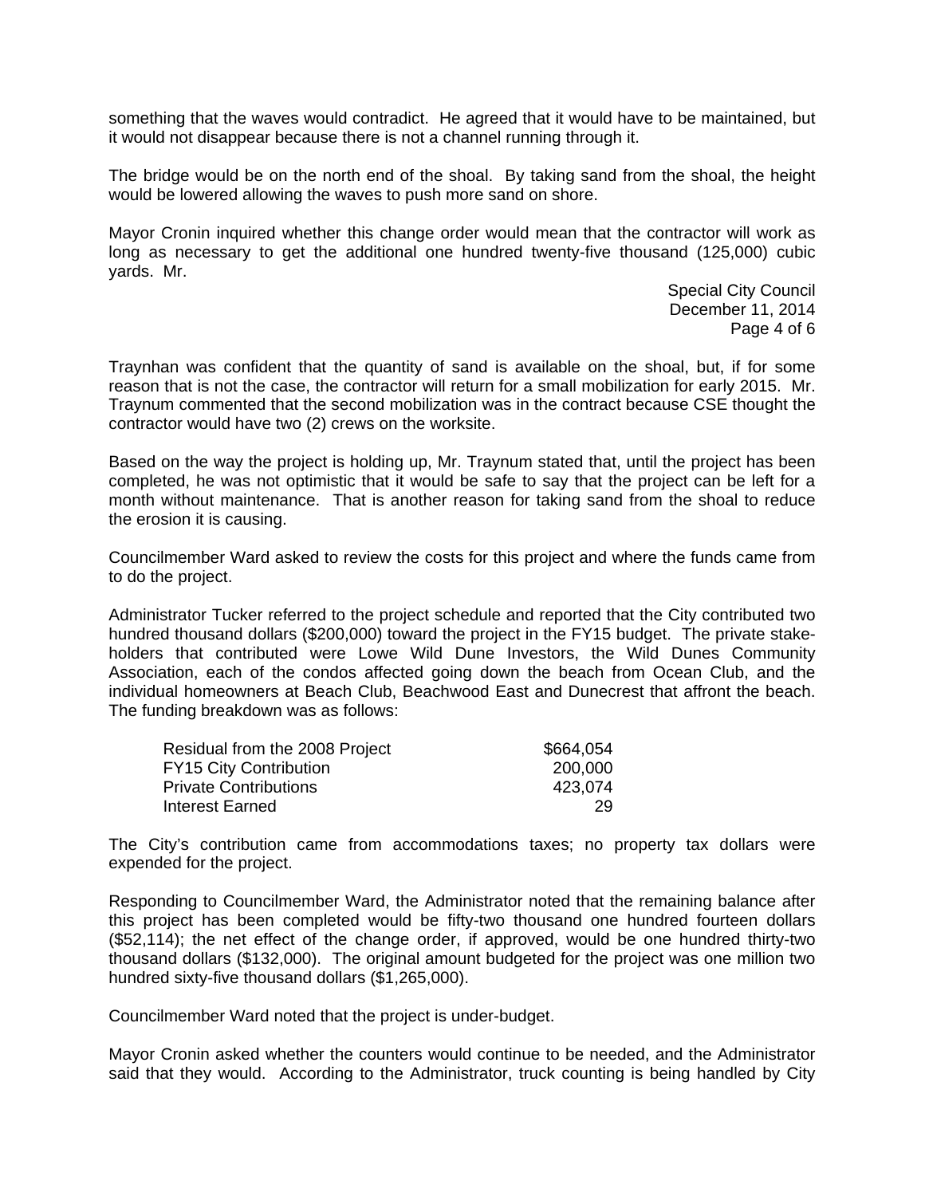something that the waves would contradict. He agreed that it would have to be maintained, but it would not disappear because there is not a channel running through it.

The bridge would be on the north end of the shoal. By taking sand from the shoal, the height would be lowered allowing the waves to push more sand on shore.

Mayor Cronin inquired whether this change order would mean that the contractor will work as long as necessary to get the additional one hundred twenty-five thousand (125,000) cubic yards. Mr. Traynhan was confident that the quantity of sand is available on the shoal, but, if for some reason that is not the case, the contractor will return for a small mobilization for early 2015. Mr. Traynum commented that the second mobilization was in the contract because CSE thought the contractor would have two (2) crews on the worksite.

Based on the way the project is holding up, Mr. Traynum stated that, until the project has been completed, he was not optimistic that it would be safe to say that the project can be left for a month without maintenance. That is another reason for taking sand from the shoal to reduce the erosion it is causing.

Councilmember Ward asked to review the costs for this project and where the funds came from to do the project.

Administrator Tucker referred to the project schedule and reported that the City contributed two hundred thousand dollars ($200,000) toward the project in the FY15 budget. The private stake-holders that contributed were Lowe Wild Dune Investors, the Wild Dunes Community Association, each of the condos affected going down the beach from Ocean Club, and the individual homeowners at Beach Club, Beachwood East and Dunecrest that affront the beach. The funding breakdown was as follows:

| | |
|---|---:|
| Residual from the 2008 Project | $664,054 |
| FY15 City Contribution | 200,000 |
| Private Contributions | 423,074 |
| Interest Earned | 29 |

The City's contribution came from accommodations taxes; no property tax dollars were expended for the project.

Responding to Councilmember Ward, the Administrator noted that the remaining balance after this project has been completed would be fifty-two thousand one hundred fourteen dollars ($52,114); the net effect of the change order, if approved, would be one hundred thirty-two thousand dollars ($132,000). The original amount budgeted for the project was one million two hundred sixty-five thousand dollars ($1,265,000).

Councilmember Ward noted that the project is under-budget.

Mayor Cronin asked whether the counters would continue to be needed, and the Administrator said that they would. According to the Administrator, truck counting is being handled by City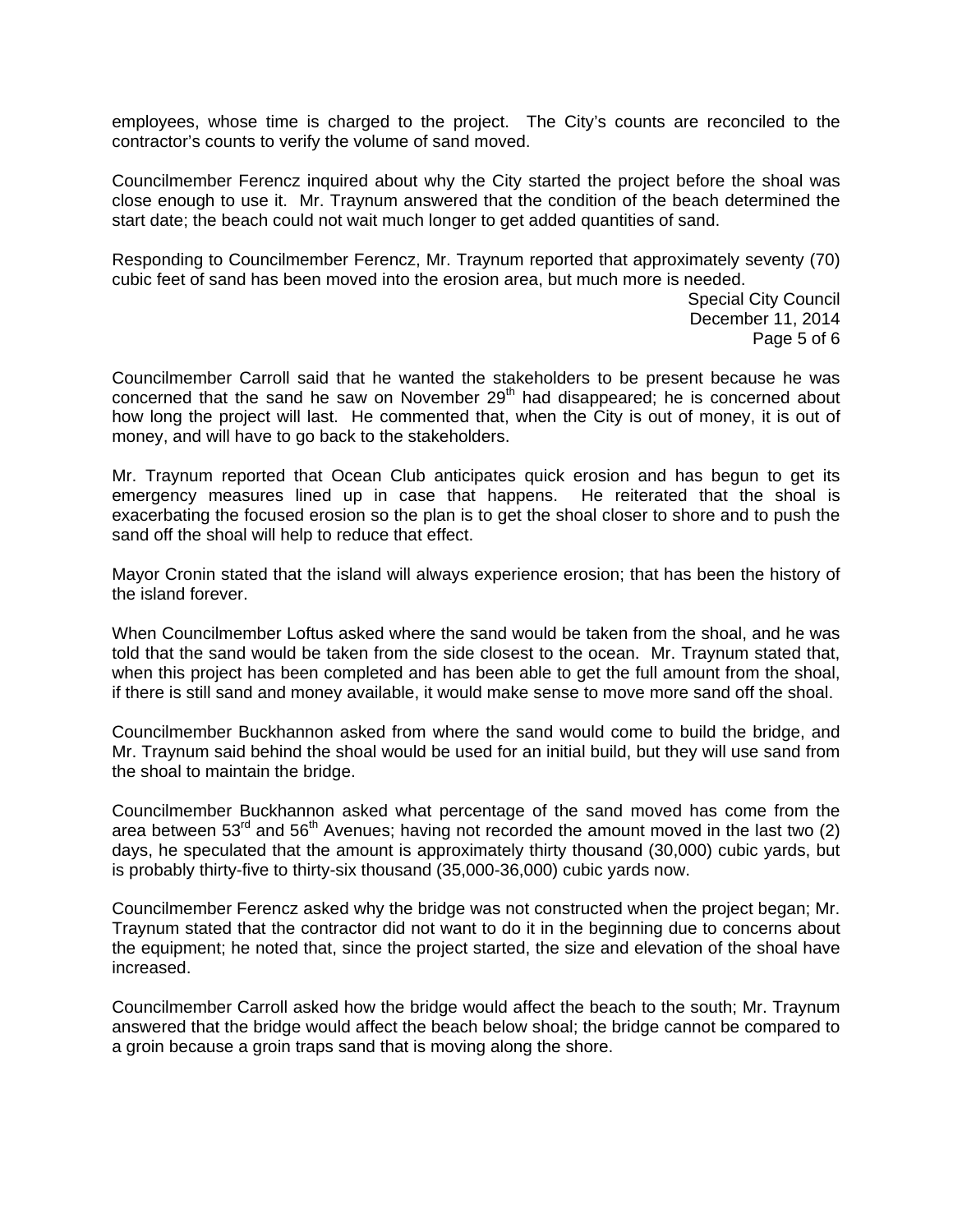employees, whose time is charged to the project. The City's counts are reconciled to the contractor's counts to verify the volume of sand moved.

Councilmember Ferencz inquired about why the City started the project before the shoal was close enough to use it. Mr. Traynum answered that the condition of the beach determined the start date; the beach could not wait much longer to get added quantities of sand.

Responding to Councilmember Ferencz, Mr. Traynum reported that approximately seventy (70) cubic feet of sand has been moved into the erosion area, but much more is needed.

Councilmember Carroll said that he wanted the stakeholders to be present because he was concerned that the sand he saw on November 29th had disappeared; he is concerned about how long the project will last. He commented that, when the City is out of money, it is out of money, and will have to go back to the stakeholders.

Mr. Traynum reported that Ocean Club anticipates quick erosion and has begun to get its emergency measures lined up in case that happens. He reiterated that the shoal is exacerbating the focused erosion so the plan is to get the shoal closer to shore and to push the sand off the shoal will help to reduce that effect.

Mayor Cronin stated that the island will always experience erosion; that has been the history of the island forever.

When Councilmember Loftus asked where the sand would be taken from the shoal, and he was told that the sand would be taken from the side closest to the ocean. Mr. Traynum stated that, when this project has been completed and has been able to get the full amount from the shoal, if there is still sand and money available, it would make sense to move more sand off the shoal.

Councilmember Buckhannon asked from where the sand would come to build the bridge, and Mr. Traynum said behind the shoal would be used for an initial build, but they will use sand from the shoal to maintain the bridge.

Councilmember Buckhannon asked what percentage of the sand moved has come from the area between 53rd and 56th Avenues; having not recorded the amount moved in the last two (2) days, he speculated that the amount is approximately thirty thousand (30,000) cubic yards, but is probably thirty-five to thirty-six thousand (35,000-36,000) cubic yards now.

Councilmember Ferencz asked why the bridge was not constructed when the project began; Mr. Traynum stated that the contractor did not want to do it in the beginning due to concerns about the equipment; he noted that, since the project started, the size and elevation of the shoal have increased.

Councilmember Carroll asked how the bridge would affect the beach to the south; Mr. Traynum answered that the bridge would affect the beach below shoal; the bridge cannot be compared to a groin because a groin traps sand that is moving along the shore.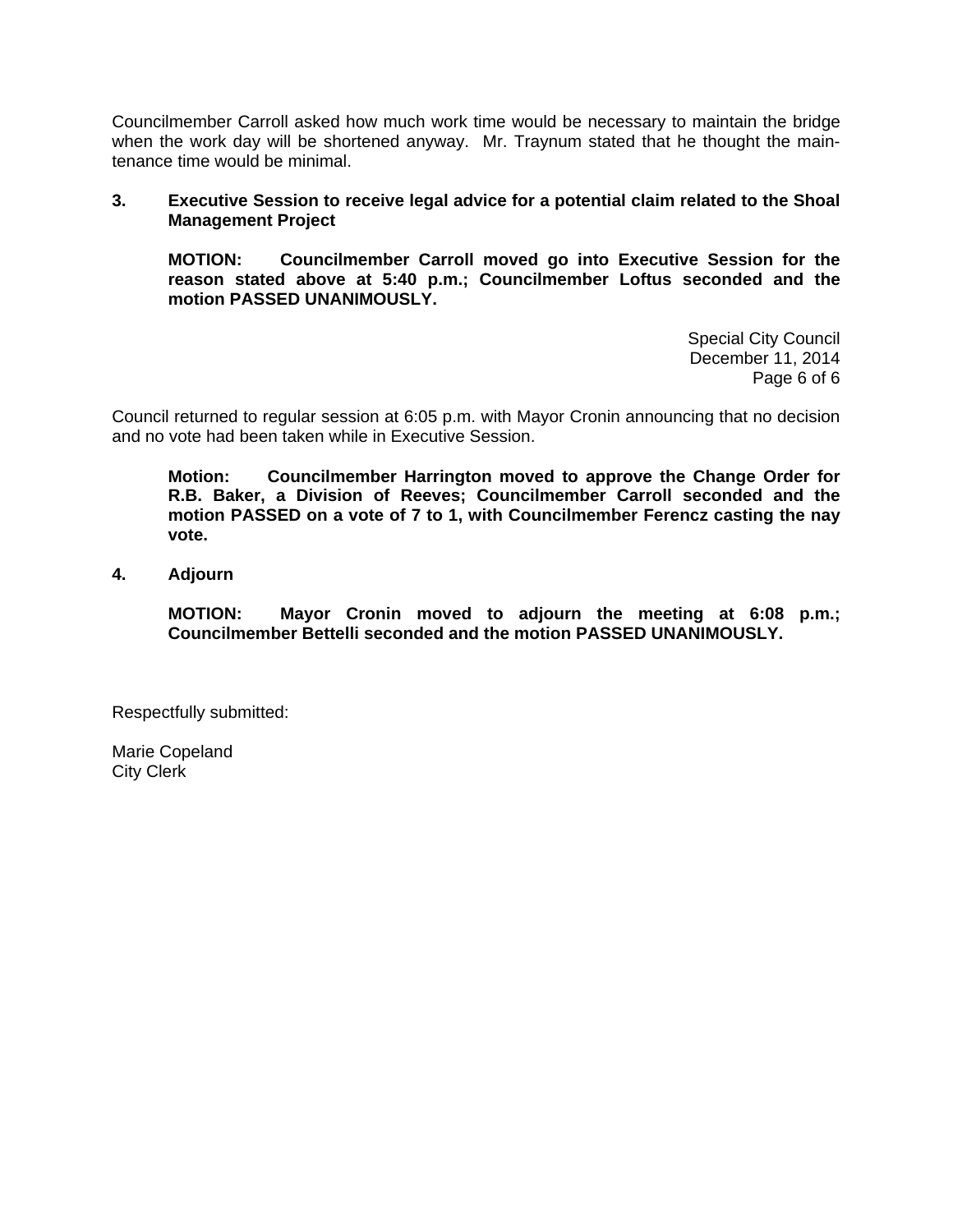Councilmember Carroll asked how much work time would be necessary to maintain the bridge when the work day will be shortened anyway. Mr. Traynum stated that he thought the maintenance time would be minimal.

**3. Executive Session to receive legal advice for a potential claim related to the Shoal Management Project**

**MOTION: Councilmember Carroll moved go into Executive Session for the reason stated above at 5:40 p.m.; Councilmember Loftus seconded and the motion PASSED UNANIMOUSLY.**

Council returned to regular session at 6:05 p.m. with Mayor Cronin announcing that no decision and no vote had been taken while in Executive Session.

**Motion: Councilmember Harrington moved to approve the Change Order for R.B. Baker, a Division of Reeves; Councilmember Carroll seconded and the motion PASSED on a vote of 7 to 1, with Councilmember Ferencz casting the nay vote.**

**4. Adjourn**

**MOTION: Mayor Cronin moved to adjourn the meeting at 6:08 p.m.; Councilmember Bettelli seconded and the motion PASSED UNANIMOUSLY.**

Respectfully submitted:

Marie Copeland
City Clerk